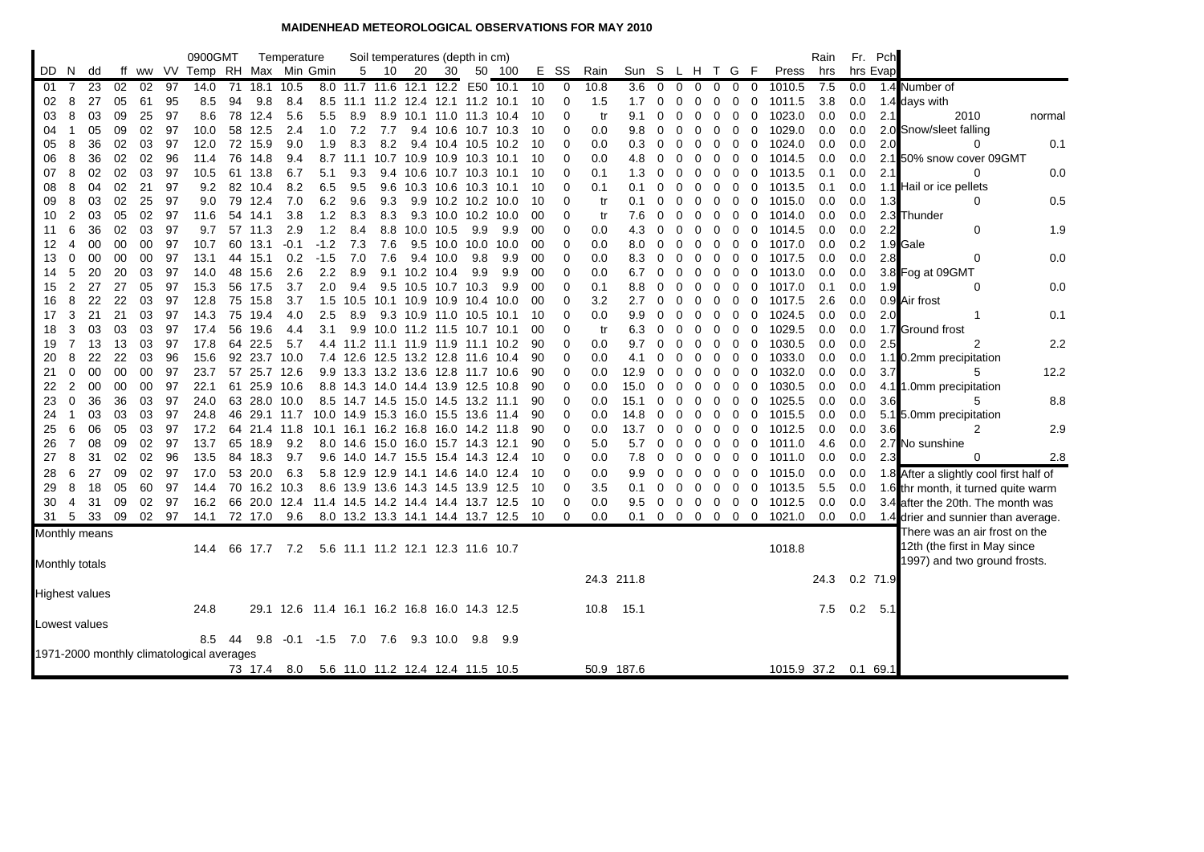# MAIDENHEAD METEOROLOGICAL OBSERVATIONS FOR MAY 2010

| DD | N | dd | ff | ww | VV | 0900GMT Temp | RH | Temperature Max | Min | Gmin | Soil 5 | 10 | 20 | 30 | 50 | 100 | E | SS | Rain | Sun | S | L | H | T | G | F | Press | Rain hrs | Fr. hrs | Pch Evap |
|---|---|---|---|---|---|---|---|---|---|---|---|---|---|---|---|---|---|---|---|---|---|---|---|---|---|---|---|---|---|---|
| 01 | 7 | 23 | 02 | 02 | 97 | 14.0 | 71 | 18.1 | 10.5 | 8.0 | 11.7 | 11.6 | 12.1 | 12.2 | E50 | 10.1 | 10 | 0 | 10.8 | 3.6 | 0 | 0 | 0 | 0 | 0 | 0 | 1010.5 | 7.5 | 0.0 | 1.4 |
| 02 | 8 | 27 | 05 | 61 | 95 | 8.5 | 94 | 9.8 | 8.4 | 8.5 | 11.1 | 11.2 | 12.4 | 12.1 | 11.2 | 10.1 | 10 | 0 | 1.5 | 1.7 | 0 | 0 | 0 | 0 | 0 | 0 | 1011.5 | 3.8 | 0.0 | 1.4 |
| 03 | 8 | 03 | 09 | 25 | 97 | 8.6 | 78 | 12.4 | 5.6 | 5.5 | 8.9 | 8.9 | 10.1 | 11.0 | 11.3 | 10.4 | 10 | 0 | tr | 9.1 | 0 | 0 | 0 | 0 | 0 | 0 | 1023.0 | 0.0 | 0.0 | 2.1 |
| 04 | 1 | 05 | 09 | 02 | 97 | 10.0 | 58 | 12.5 | 2.4 | 1.0 | 7.2 | 7.7 | 9.4 | 10.6 | 10.7 | 10.3 | 10 | 0 | 0.0 | 9.8 | 0 | 0 | 0 | 0 | 0 | 0 | 1029.0 | 0.0 | 0.0 | 2.0 |
| 05 | 8 | 36 | 02 | 03 | 97 | 12.0 | 72 | 15.9 | 9.0 | 1.9 | 8.3 | 8.2 | 9.4 | 10.4 | 10.5 | 10.2 | 10 | 0 | 0.0 | 0.3 | 0 | 0 | 0 | 0 | 0 | 0 | 1024.0 | 0.0 | 0.0 | 2.0 |
| 06 | 8 | 36 | 02 | 02 | 96 | 11.4 | 76 | 14.8 | 9.4 | 8.7 | 11.1 | 10.7 | 10.9 | 10.9 | 10.3 | 10.1 | 10 | 0 | 0.0 | 4.8 | 0 | 0 | 0 | 0 | 0 | 0 | 1014.5 | 0.0 | 0.0 | 2.1 |
| 07 | 8 | 02 | 02 | 03 | 97 | 10.5 | 61 | 13.8 | 6.7 | 5.1 | 9.3 | 9.4 | 10.6 | 10.7 | 10.3 | 10.1 | 10 | 0 | 0.1 | 1.3 | 0 | 0 | 0 | 0 | 0 | 0 | 1013.5 | 0.1 | 0.0 | 2.1 |
| 08 | 8 | 04 | 02 | 21 | 97 | 9.2 | 82 | 10.4 | 8.2 | 6.5 | 9.5 | 9.6 | 10.3 | 10.6 | 10.3 | 10.1 | 10 | 0 | 0.1 | 0.1 | 0 | 0 | 0 | 0 | 0 | 0 | 1013.5 | 0.1 | 0.0 | 1.1 |
| 09 | 8 | 03 | 02 | 25 | 97 | 9.0 | 79 | 12.4 | 7.0 | 6.2 | 9.6 | 9.3 | 9.9 | 10.2 | 10.2 | 10.0 | 10 | 0 | tr | 0.1 | 0 | 0 | 0 | 0 | 0 | 0 | 1015.0 | 0.0 | 0.0 | 1.3 |
| 10 | 2 | 03 | 05 | 02 | 97 | 11.6 | 54 | 14.1 | 3.8 | 1.2 | 8.3 | 8.3 | 9.3 | 10.0 | 10.2 | 10.0 | 00 | 0 | tr | 7.6 | 0 | 0 | 0 | 0 | 0 | 0 | 1014.0 | 0.0 | 0.0 | 2.3 |
| 11 | 6 | 36 | 02 | 03 | 97 | 9.7 | 57 | 11.3 | 2.9 | 1.2 | 8.4 | 8.8 | 10.0 | 10.5 | 9.9 | 9.9 | 00 | 0 | 0.0 | 4.3 | 0 | 0 | 0 | 0 | 0 | 0 | 1014.5 | 0.0 | 0.0 | 2.2 |
| 12 | 4 | 00 | 00 | 00 | 97 | 10.7 | 60 | 13.1 | -0.1 | -1.2 | 7.3 | 7.6 | 9.5 | 10.0 | 10.0 | 10.0 | 00 | 0 | 0.0 | 8.0 | 0 | 0 | 0 | 0 | 0 | 0 | 1017.0 | 0.0 | 0.2 | 1.9 |
| 13 | 0 | 00 | 00 | 00 | 97 | 13.1 | 44 | 15.1 | 0.2 | -1.5 | 7.0 | 7.6 | 9.4 | 10.0 | 9.8 | 9.9 | 00 | 0 | 0.0 | 8.3 | 0 | 0 | 0 | 0 | 0 | 0 | 1017.5 | 0.0 | 0.0 | 2.8 |
| 14 | 5 | 20 | 20 | 03 | 97 | 14.0 | 48 | 15.6 | 2.6 | 2.2 | 8.9 | 9.1 | 10.2 | 10.4 | 9.9 | 9.9 | 00 | 0 | 0.0 | 6.7 | 0 | 0 | 0 | 0 | 0 | 0 | 1013.0 | 0.0 | 0.0 | 3.8 |
| 15 | 2 | 27 | 27 | 05 | 97 | 15.3 | 56 | 17.5 | 3.7 | 2.0 | 9.4 | 9.5 | 10.5 | 10.7 | 10.3 | 9.9 | 00 | 0 | 0.1 | 8.8 | 0 | 0 | 0 | 0 | 0 | 0 | 1017.0 | 0.1 | 0.0 | 1.9 |
| 16 | 8 | 22 | 22 | 03 | 97 | 12.8 | 75 | 15.8 | 3.7 | 1.5 | 10.5 | 10.1 | 10.9 | 10.9 | 10.4 | 10.0 | 00 | 0 | 3.2 | 2.7 | 0 | 0 | 0 | 0 | 0 | 0 | 1017.5 | 2.6 | 0.0 | 0.9 |
| 17 | 3 | 21 | 21 | 03 | 97 | 14.3 | 75 | 19.4 | 4.0 | 2.5 | 8.9 | 9.3 | 10.9 | 11.0 | 10.5 | 10.1 | 10 | 0 | 0.0 | 9.9 | 0 | 0 | 0 | 0 | 0 | 0 | 1024.5 | 0.0 | 0.0 | 2.0 |
| 18 | 3 | 03 | 03 | 03 | 97 | 17.4 | 56 | 19.6 | 4.4 | 3.1 | 9.9 | 10.0 | 11.2 | 11.5 | 10.7 | 10.1 | 00 | 0 | tr | 6.3 | 0 | 0 | 0 | 0 | 0 | 0 | 1029.5 | 0.0 | 0.0 | 1.7 |
| 19 | 7 | 13 | 13 | 03 | 97 | 17.8 | 64 | 22.5 | 5.7 | 4.4 | 11.2 | 11.1 | 11.9 | 11.9 | 11.1 | 10.2 | 90 | 0 | 0.0 | 9.7 | 0 | 0 | 0 | 0 | 0 | 0 | 1030.5 | 0.0 | 0.0 | 2.5 |
| 20 | 8 | 22 | 22 | 03 | 96 | 15.6 | 92 | 23.7 | 10.0 | 7.4 | 12.6 | 12.5 | 13.2 | 12.8 | 11.6 | 10.4 | 90 | 0 | 0.0 | 4.1 | 0 | 0 | 0 | 0 | 0 | 0 | 1033.0 | 0.0 | 0.0 | 1.1 |
| 21 | 0 | 00 | 00 | 00 | 97 | 23.7 | 57 | 25.7 | 12.6 | 9.9 | 13.3 | 13.2 | 13.6 | 12.8 | 11.7 | 10.6 | 90 | 0 | 0.0 | 12.9 | 0 | 0 | 0 | 0 | 0 | 0 | 1032.0 | 0.0 | 0.0 | 3.7 |
| 22 | 2 | 00 | 00 | 00 | 97 | 22.1 | 61 | 25.9 | 10.6 | 8.8 | 14.3 | 14.0 | 14.4 | 13.9 | 12.5 | 10.8 | 90 | 0 | 0.0 | 15.0 | 0 | 0 | 0 | 0 | 0 | 0 | 1030.5 | 0.0 | 0.0 | 4.1 |
| 23 | 0 | 36 | 36 | 03 | 97 | 24.0 | 63 | 28.0 | 10.0 | 8.5 | 14.7 | 14.5 | 15.0 | 14.5 | 13.2 | 11.1 | 90 | 0 | 0.0 | 15.1 | 0 | 0 | 0 | 0 | 0 | 0 | 1025.5 | 0.0 | 0.0 | 3.6 |
| 24 | 1 | 03 | 03 | 03 | 97 | 24.8 | 46 | 29.1 | 11.7 | 10.0 | 14.9 | 15.3 | 16.0 | 15.5 | 13.6 | 11.4 | 90 | 0 | 0.0 | 14.8 | 0 | 0 | 0 | 0 | 0 | 0 | 1015.5 | 0.0 | 0.0 | 5.1 |
| 25 | 6 | 06 | 05 | 03 | 97 | 17.2 | 64 | 21.4 | 11.8 | 10.1 | 16.1 | 16.2 | 16.8 | 16.0 | 14.2 | 11.8 | 90 | 0 | 0.0 | 13.7 | 0 | 0 | 0 | 0 | 0 | 0 | 1012.5 | 0.0 | 0.0 | 3.6 |
| 26 | 7 | 08 | 09 | 02 | 97 | 13.7 | 65 | 18.9 | 9.2 | 8.0 | 14.6 | 15.0 | 16.0 | 15.7 | 14.3 | 12.1 | 90 | 0 | 5.0 | 5.7 | 0 | 0 | 0 | 0 | 0 | 0 | 1011.0 | 4.6 | 0.0 | 2.7 |
| 27 | 8 | 31 | 02 | 02 | 96 | 13.5 | 84 | 18.3 | 9.7 | 9.6 | 14.0 | 14.7 | 15.5 | 15.4 | 14.3 | 12.4 | 10 | 0 | 0.0 | 7.8 | 0 | 0 | 0 | 0 | 0 | 0 | 1011.0 | 0.0 | 0.0 | 2.3 |
| 28 | 6 | 27 | 09 | 02 | 97 | 17.0 | 53 | 20.0 | 6.3 | 5.8 | 12.9 | 12.9 | 14.1 | 14.6 | 14.0 | 12.4 | 10 | 0 | 0.0 | 9.9 | 0 | 0 | 0 | 0 | 0 | 0 | 1015.0 | 0.0 | 0.0 | 1.8 |
| 29 | 8 | 18 | 05 | 60 | 97 | 14.4 | 70 | 16.2 | 10.3 | 8.6 | 13.9 | 13.6 | 14.3 | 14.5 | 13.9 | 12.5 | 10 | 0 | 3.5 | 0.1 | 0 | 0 | 0 | 0 | 0 | 0 | 1013.5 | 5.5 | 0.0 | 1.6 |
| 30 | 4 | 31 | 09 | 02 | 97 | 16.2 | 66 | 20.0 | 12.4 | 11.4 | 14.5 | 14.2 | 14.4 | 14.4 | 13.7 | 12.5 | 10 | 0 | 0.0 | 9.5 | 0 | 0 | 0 | 0 | 0 | 0 | 1012.5 | 0.0 | 0.0 | 3.4 |
| 31 | 5 | 33 | 09 | 02 | 97 | 14.1 | 72 | 17.0 | 9.6 | 8.0 | 13.2 | 13.3 | 14.1 | 14.4 | 13.7 | 12.5 | 10 | 0 | 0.0 | 0.1 | 0 | 0 | 0 | 0 | 0 | 0 | 1021.0 | 0.0 | 0.0 | 1.4 |
| Monthly means | | | | | | 14.4 | 66 | 17.7 | 7.2 | 5.6 | 11.1 | 11.2 | 12.1 | 12.3 | 11.6 | 10.7 | | | | | | | | | | | 1018.8 | | | |
| Monthly totals | | | | | | | | | | | | | | | | | | | 24.3 | 211.8 | | | | | | | | 24.3 | 0.2 | 71.9 |
| Highest values | | | | | | 24.8 | | 29.1 | 12.6 | 11.4 | 16.1 | 16.2 | 16.8 | 16.0 | 14.3 | 12.5 | | | 10.8 | 15.1 | | | | | | | | 7.5 | 0.2 | 5.1 |
| Lowest values | | | | | | 8.5 | 44 | 9.8 | -0.1 | -1.5 | 7.0 | 7.6 | 9.3 | 10.0 | 9.8 | 9.9 | | | | | | | | | | | | | | |
| 1971-2000 monthly climatological averages | | | | | | | 73 | 17.4 | 8.0 | 5.6 | 11.0 | 11.2 | 12.4 | 12.4 | 11.5 | 10.5 | | | 50.9 | 187.6 | | | | | | | 1015.9 | 37.2 | 0.1 | 69.1 |

| Number of days with | 2010 | normal |
|---|---|---|
| Snow/sleet falling | 0 | 0.1 |
| 50% snow cover 09GMT | 0 | 0.0 |
| Hail or ice pellets | 0 | 0.5 |
| Thunder | 0 | 1.9 |
| Gale | 0 | 0.0 |
| Fog at 09GMT | 0 | 0.0 |
| Air frost | 1 | 0.1 |
| Ground frost | 2 | 2.2 |
| 0.2mm precipitation | 5 | 12.2 |
| 1.0mm precipitation | 5 | 8.8 |
| 5.0mm precipitation | 2 | 2.9 |
| No sunshine | 0 | 2.8 |

After a slightly cool first half of thr month, it turned quite warm after the 20th. The month was drier and sunnier than average. There was an air frost on the 12th (the first in May since 1997) and two ground frosts.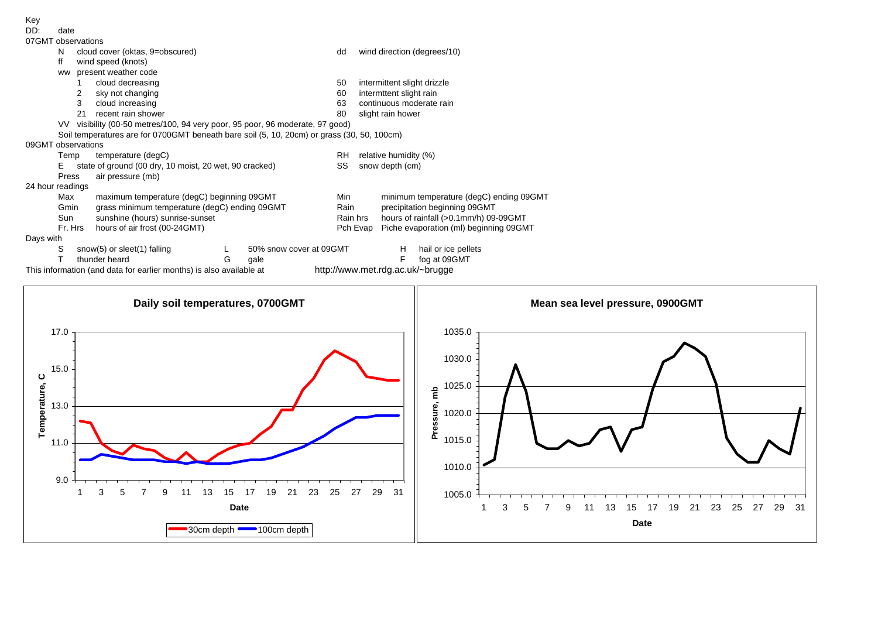Key

DD: date

07GMT observations

- N cloud cover (oktas, 9=obscured)
- ff wind speed (knots)
- dd wind direction (degrees/10)
- ww present weather code
  - 1 cloud decreasing
  - 2 sky not changing
  - 3 cloud increasing
  - 21 recent rain shower
  - 50 intermittent slight drizzle
  - 60 intermttent slight rain
  - 63 continuous moderate rain
  - 80 slight rain hower
- VV visibility (00-50 metres/100, 94 very poor, 95 poor, 96 moderate, 97 good)
- Soil temperatures are for 0700GMT beneath bare soil (5, 10, 20cm) or grass (30, 50, 100cm)

09GMT observations

- Temp temperature (degC)
- RH relative humidity (%)
- E state of ground (00 dry, 10 moist, 20 wet, 90 cracked)
- SS snow depth (cm)
- Press air pressure (mb)

24 hour readings

- Max maximum temperature (degC) beginning 09GMT
- Min minimum temperature (degC) ending 09GMT
- Gmin grass minimum temperature (degC) ending 09GMT
- Rain precipitation beginning 09GMT
- Sun sunshine (hours) sunrise-sunset
- Rain hrs hours of rainfall (>0.1mm/h) 09-09GMT
- Fr. Hrs hours of air frost (00-24GMT)
- Pch Evap Piche evaporation (ml) beginning 09GMT

Days with

- S snow(5) or sleet(1) falling
- L 50% snow cover at 09GMT
- H hail or ice pellets
- T thunder heard
- G gale
- F fog at 09GMT

This information (and data for earlier months) is also available at http://www.met.rdg.ac.uk/~brugge

**Daily soil temperatures, 0700GMT**

**Mean sea level pressure, 0900GMT**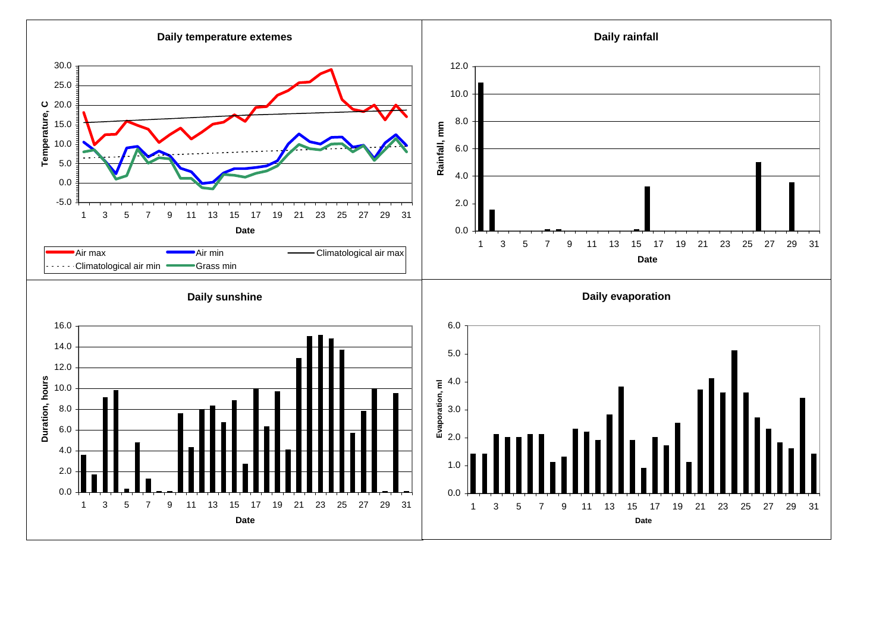Daily temperature extemes

Temperature, C

30.0
25.0
20.0
15.0
10.0
5.0
0.0
-5.0

1 3 5 7 9 11 13 15 17 19 21 23 25 27 29 31

Date

Air max
Air min
Climatological air max
Climatological air min
Grass min

Daily rainfall

Rainfall, mm

12.0
10.0
8.0
6.0
4.0
2.0
0.0

1 3 5 7 9 11 13 15 17 19 21 23 25 27 29 31

Date

Daily sunshine

Duration, hours

16.0
14.0
12.0
10.0
8.0
6.0
4.0
2.0
0.0

1 3 5 7 9 11 13 15 17 19 21 23 25 27 29 31

Date

Daily evaporation

Evaporation, ml

6.0
5.0
4.0
3.0
2.0
1.0
0.0

1 3 5 7 9 11 13 15 17 19 21 23 25 27 29 31

Date